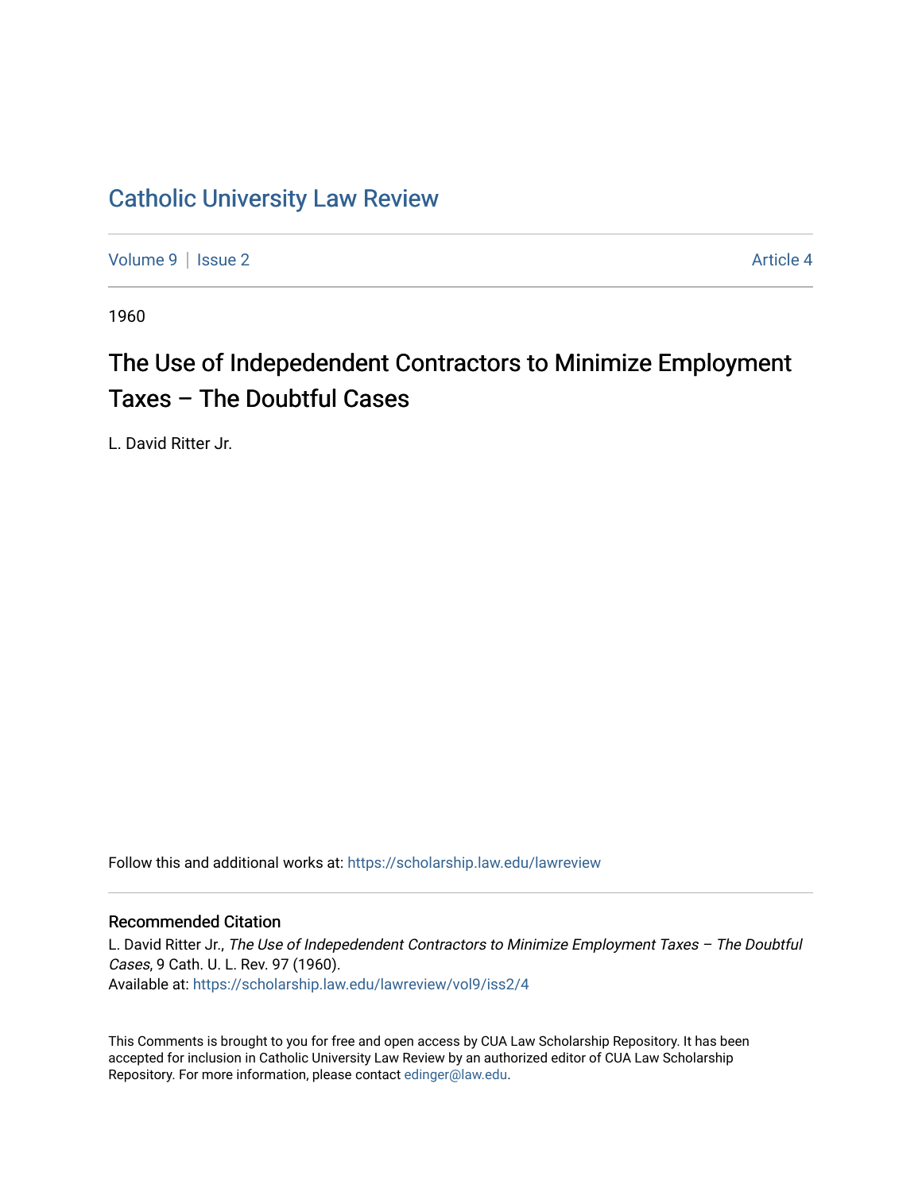# Catholic University Law Review

Volume 9 | Issue 2 Article 4

1960

## The Use of Indepedendent Contractors to Minimize Employment Taxes – The Doubtful Cases

L. David Ritter Jr.

Follow this and additional works at: https://scholarship.law.edu/lawreview

### Recommended Citation

L. David Ritter Jr., *The Use of Indepedendent Contractors to Minimize Employment Taxes – The Doubtful Cases*, 9 Cath. U. L. Rev. 97 (1960).
Available at: https://scholarship.law.edu/lawreview/vol9/iss2/4

This Comments is brought to you for free and open access by CUA Law Scholarship Repository. It has been accepted for inclusion in Catholic University Law Review by an authorized editor of CUA Law Scholarship Repository. For more information, please contact edinger@law.edu.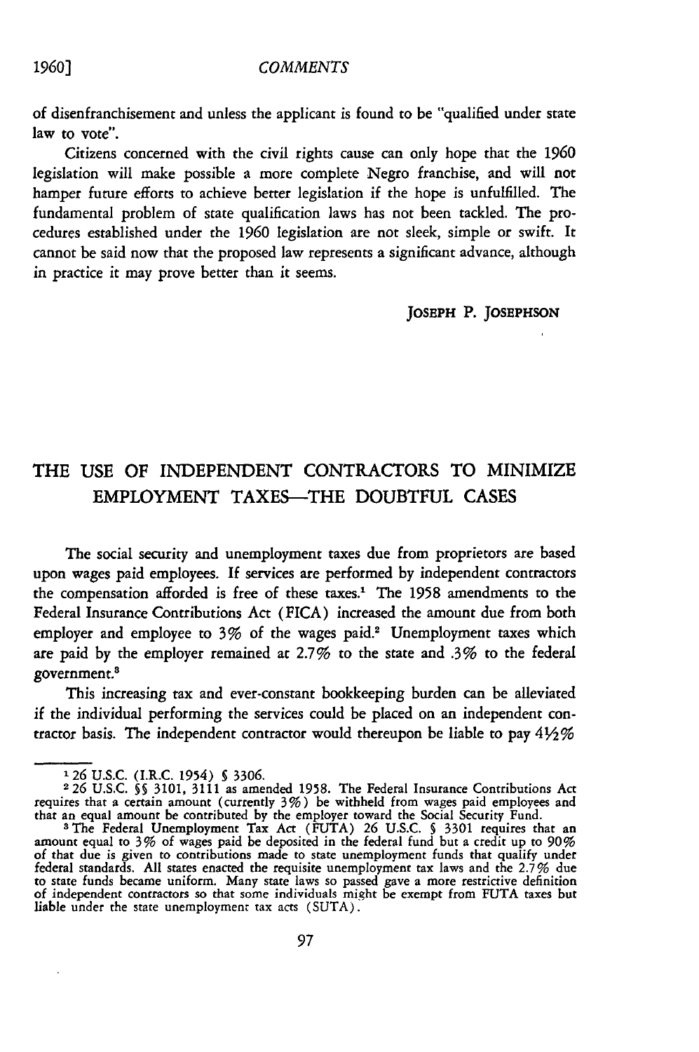of disenfranchisement and unless the applicant is found to be "qualified under state law to vote".

Citizens concerned with the civil rights cause can only hope that the 1960 legislation will make possible a more complete Negro franchise, and will not hamper future efforts to achieve better legislation if the hope is unfulfilled. The fundamental problem of state qualification laws has not been tackled. The procedures established under the 1960 legislation are not sleek, simple or swift. It cannot be said now that the proposed law represents a significant advance, although in practice it may prove better than it seems.

JOSEPH P. JOSEPHSON

## THE USE OF INDEPENDENT CONTRACTORS TO MINIMIZE EMPLOYMENT TAXES—THE DOUBTFUL CASES

The social security and unemployment taxes due from proprietors are based upon wages paid employees. If services are performed by independent contractors the compensation afforded is free of these taxes.[1] The 1958 amendments to the Federal Insurance Contributions Act (FICA) increased the amount due from both employer and employee to 3% of the wages paid.[2] Unemployment taxes which are paid by the employer remained at 2.7% to the state and .3% to the federal government.[3]

This increasing tax and ever-constant bookkeeping burden can be alleviated if the individual performing the services could be placed on an independent contractor basis. The independent contractor would thereupon be liable to pay 4½%

---

[1] 26 U.S.C. (I.R.C. 1954) § 3306.

[2] 26 U.S.C. §§ 3101, 3111 as amended 1958. The Federal Insurance Contributions Act requires that a certain amount (currently 3%) be withheld from wages paid employees and that an equal amount be contributed by the employer toward the Social Security Fund.

[3] The Federal Unemployment Tax Act (FUTA) 26 U.S.C. § 3301 requires that an amount equal to 3% of wages paid be deposited in the federal fund but a credit up to 90% of that due is given to contributions made to state unemployment funds that qualify under federal standards. All states enacted the requisite unemployment tax laws and the 2.7% due to state funds became uniform. Many state laws so passed gave a more restrictive definition of independent contractors so that some individuals might be exempt from FUTA taxes but liable under the state unemployment tax acts (SUTA).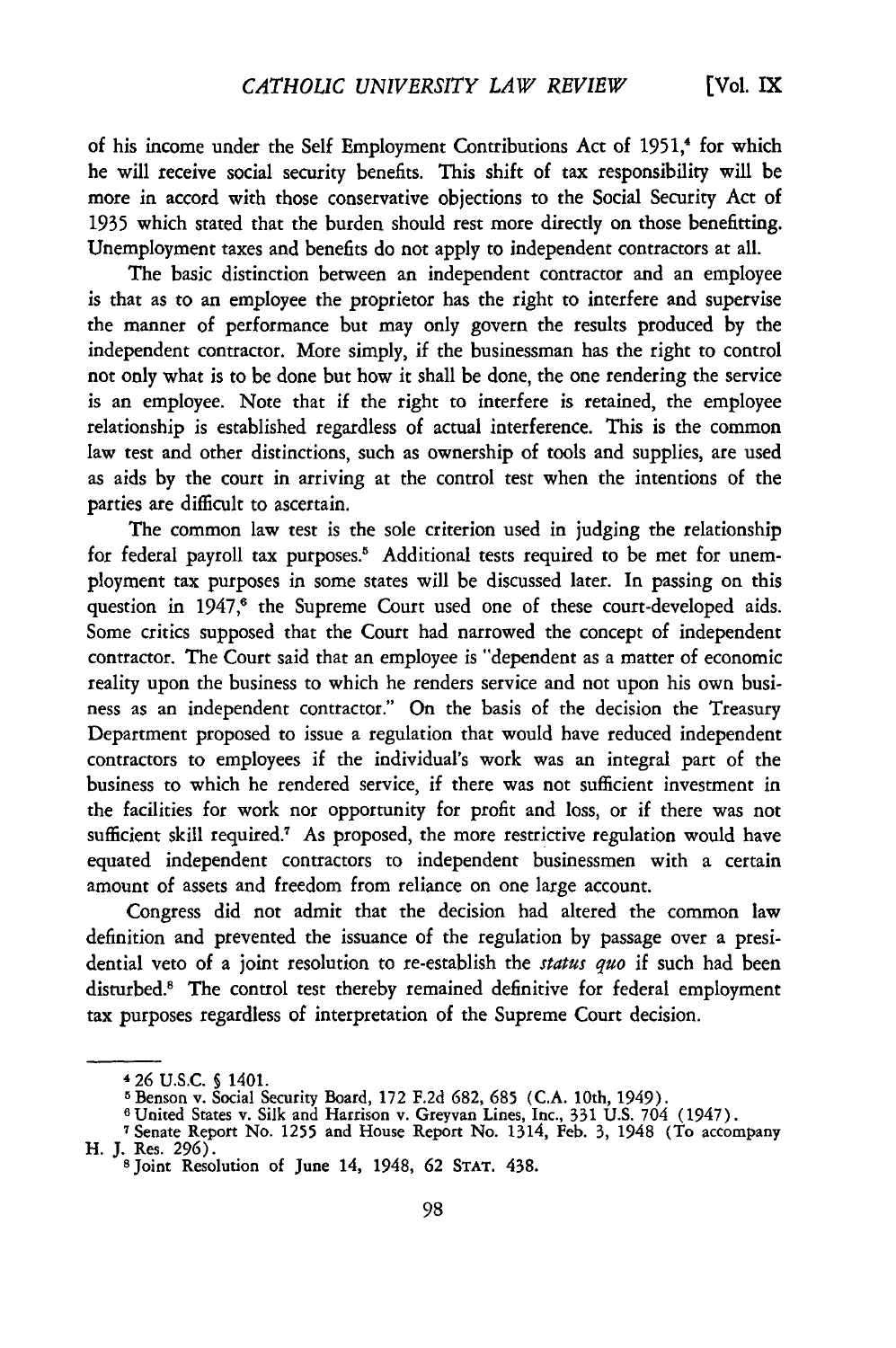of his income under the Self Employment Contributions Act of 1951,[4] for which he will receive social security benefits. This shift of tax responsibility will be more in accord with those conservative objections to the Social Security Act of 1935 which stated that the burden should rest more directly on those benefitting. Unemployment taxes and benefits do not apply to independent contractors at all.

The basic distinction between an independent contractor and an employee is that as to an employee the proprietor has the right to interfere and supervise the manner of performance but may only govern the results produced by the independent contractor. More simply, if the businessman has the right to control not only what is to be done but how it shall be done, the one rendering the service is an employee. Note that if the right to interfere is retained, the employee relationship is established regardless of actual interference. This is the common law test and other distinctions, such as ownership of tools and supplies, are used as aids by the court in arriving at the control test when the intentions of the parties are difficult to ascertain.

The common law test is the sole criterion used in judging the relationship for federal payroll tax purposes.[5] Additional tests required to be met for unemployment tax purposes in some states will be discussed later. In passing on this question in 1947,[6] the Supreme Court used one of these court-developed aids. Some critics supposed that the Court had narrowed the concept of independent contractor. The Court said that an employee is "dependent as a matter of economic reality upon the business to which he renders service and not upon his own business as an independent contractor." On the basis of the decision the Treasury Department proposed to issue a regulation that would have reduced independent contractors to employees if the individual's work was an integral part of the business to which he rendered service, if there was not sufficient investment in the facilities for work nor opportunity for profit and loss, or if there was not sufficient skill required.[7] As proposed, the more restrictive regulation would have equated independent contractors to independent businessmen with a certain amount of assets and freedom from reliance on one large account.

Congress did not admit that the decision had altered the common law definition and prevented the issuance of the regulation by passage over a presidential veto of a joint resolution to re-establish the *status quo* if such had been disturbed.[8] The control test thereby remained definitive for federal employment tax purposes regardless of interpretation of the Supreme Court decision.

---

[4] 26 U.S.C. § 1401.

[5] Benson v. Social Security Board, 172 F.2d 682, 685 (C.A. 10th, 1949).

[6] United States v. Silk and Harrison v. Greyvan Lines, Inc., 331 U.S. 704 (1947).

[7] Senate Report No. 1255 and House Report No. 1314, Feb. 3, 1948 (To accompany H. J. Res. 296).

[8] Joint Resolution of June 14, 1948, 62 STAT. 438.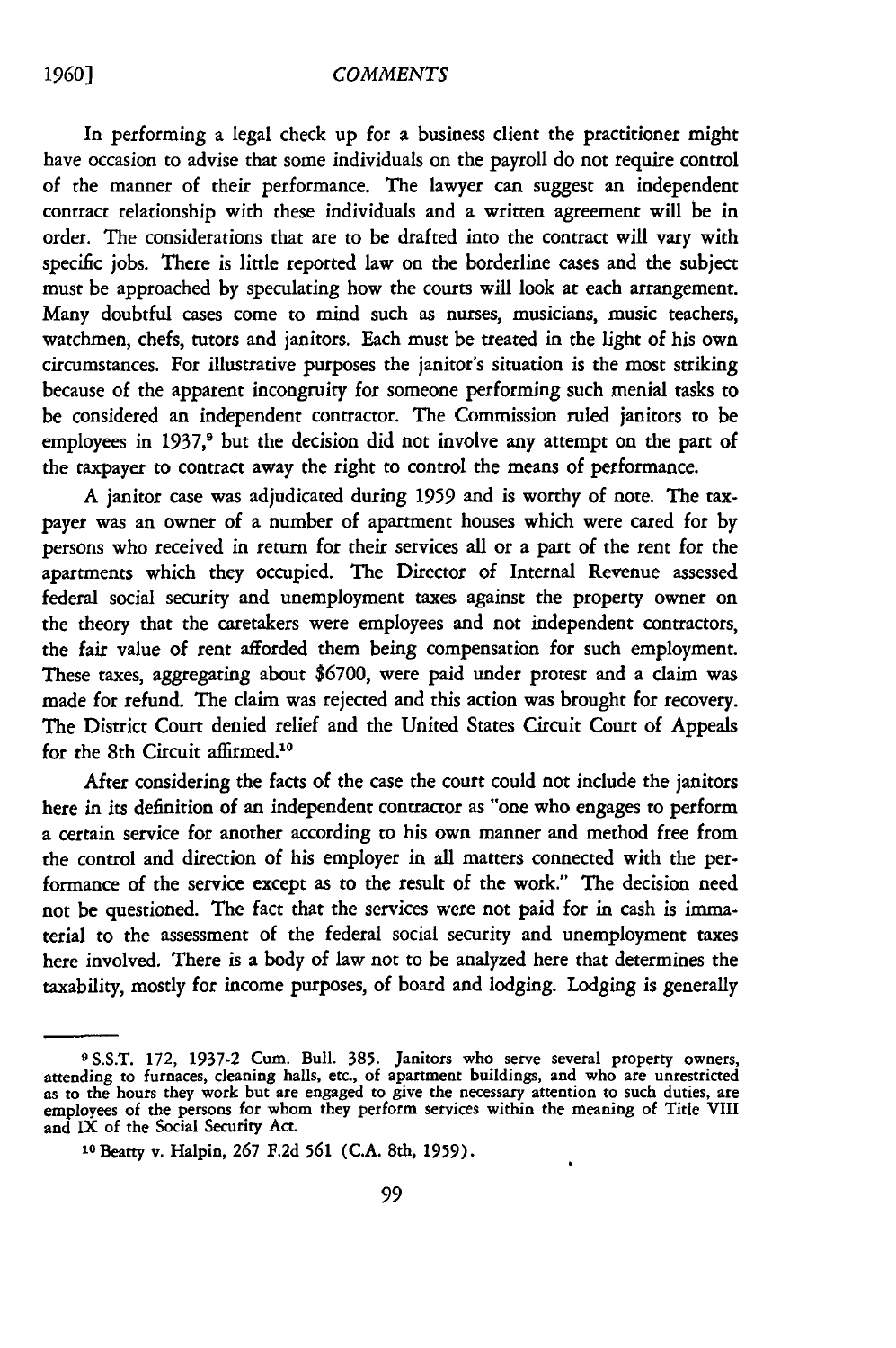In performing a legal check up for a business client the practitioner might have occasion to advise that some individuals on the payroll do not require control of the manner of their performance. The lawyer can suggest an independent contract relationship with these individuals and a written agreement will be in order. The considerations that are to be drafted into the contract will vary with specific jobs. There is little reported law on the borderline cases and the subject must be approached by speculating how the courts will look at each arrangement. Many doubtful cases come to mind such as nurses, musicians, music teachers, watchmen, chefs, tutors and janitors. Each must be treated in the light of his own circumstances. For illustrative purposes the janitor's situation is the most striking because of the apparent incongruity for someone performing such menial tasks to be considered an independent contractor. The Commission ruled janitors to be employees in 1937,[9] but the decision did not involve any attempt on the part of the taxpayer to contract away the right to control the means of performance.

A janitor case was adjudicated during 1959 and is worthy of note. The taxpayer was an owner of a number of apartment houses which were cared for by persons who received in return for their services all or a part of the rent for the apartments which they occupied. The Director of Internal Revenue assessed federal social security and unemployment taxes against the property owner on the theory that the caretakers were employees and not independent contractors, the fair value of rent afforded them being compensation for such employment. These taxes, aggregating about $6700, were paid under protest and a claim was made for refund. The claim was rejected and this action was brought for recovery. The District Court denied relief and the United States Circuit Court of Appeals for the 8th Circuit affirmed.[10]

After considering the facts of the case the court could not include the janitors here in its definition of an independent contractor as "one who engages to perform a certain service for another according to his own manner and method free from the control and direction of his employer in all matters connected with the performance of the service except as to the result of the work." The decision need not be questioned. The fact that the services were not paid for in cash is immaterial to the assessment of the federal social security and unemployment taxes here involved. There is a body of law not to be analyzed here that determines the taxability, mostly for income purposes, of board and lodging. Lodging is generally

---

[9] S.S.T. 172, 1937-2 Cum. Bull. 385. Janitors who serve several property owners, attending to furnaces, cleaning halls, etc., of apartment buildings, and who are unrestricted as to the hours they work but are engaged to give the necessary attention to such duties, are employees of the persons for whom they perform services within the meaning of Title VIII and IX of the Social Security Act.

[10] Beatty v. Halpin, 267 F.2d 561 (C.A. 8th, 1959).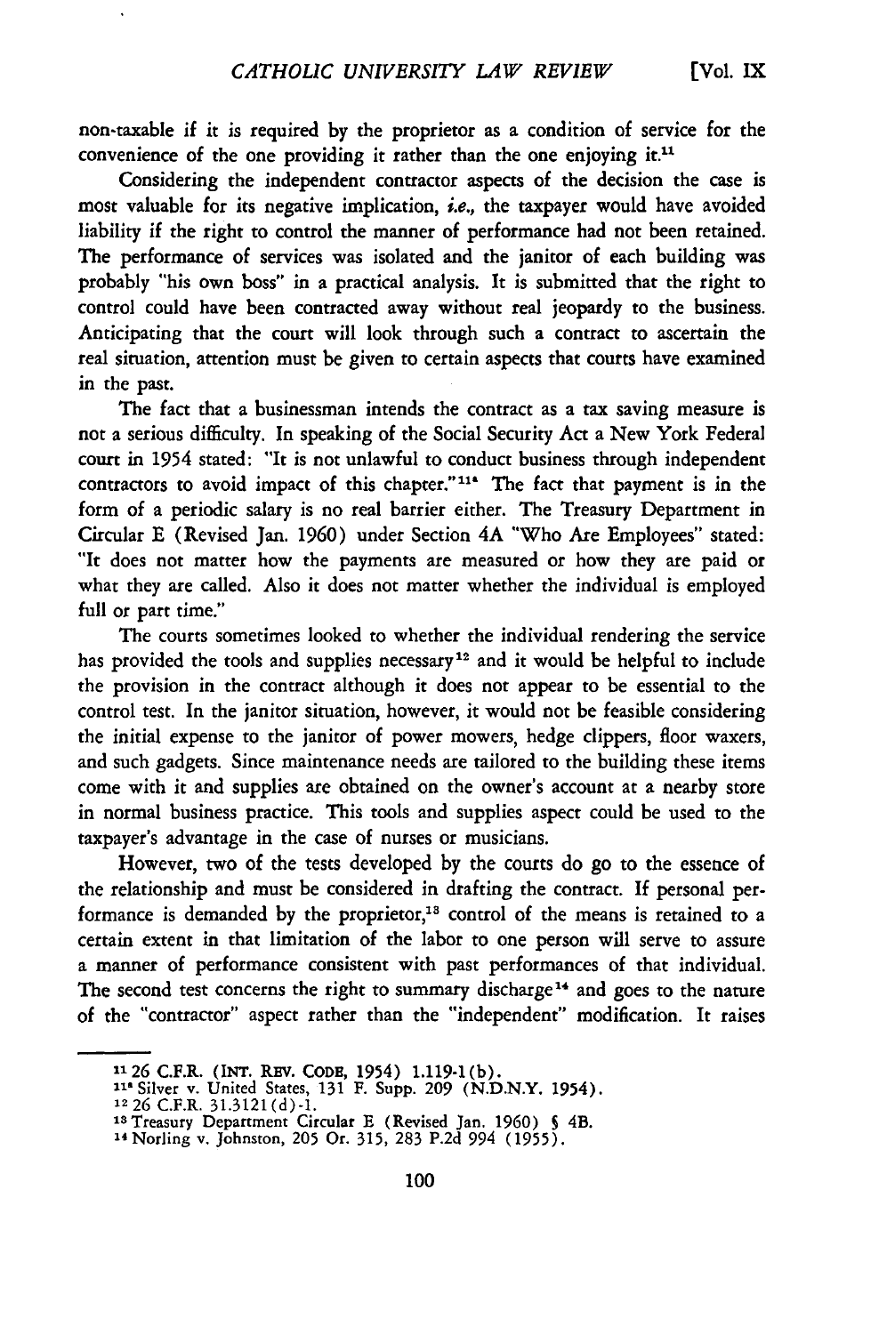non-taxable if it is required by the proprietor as a condition of service for the convenience of the one providing it rather than the one enjoying it.[11]

Considering the independent contractor aspects of the decision the case is most valuable for its negative implication, *i.e.,* the taxpayer would have avoided liability if the right to control the manner of performance had not been retained. The performance of services was isolated and the janitor of each building was probably "his own boss" in a practical analysis. It is submitted that the right to control could have been contracted away without real jeopardy to the business. Anticipating that the court will look through such a contract to ascertain the real situation, attention must be given to certain aspects that courts have examined in the past.

The fact that a businessman intends the contract as a tax saving measure is not a serious difficulty. In speaking of the Social Security Act a New York Federal court in 1954 stated: "It is not unlawful to conduct business through independent contractors to avoid impact of this chapter."[11a] The fact that payment is in the form of a periodic salary is no real barrier either. The Treasury Department in Circular E (Revised Jan. 1960) under Section 4A "Who Are Employees" stated: "It does not matter how the payments are measured or how they are paid or what they are called. Also it does not matter whether the individual is employed full or part time."

The courts sometimes looked to whether the individual rendering the service has provided the tools and supplies necessary[12] and it would be helpful to include the provision in the contract although it does not appear to be essential to the control test. In the janitor situation, however, it would not be feasible considering the initial expense to the janitor of power mowers, hedge clippers, floor waxers, and such gadgets. Since maintenance needs are tailored to the building these items come with it and supplies are obtained on the owner's account at a nearby store in normal business practice. This tools and supplies aspect could be used to the taxpayer's advantage in the case of nurses or musicians.

However, two of the tests developed by the courts do go to the essence of the relationship and must be considered in drafting the contract. If personal performance is demanded by the proprietor,[13] control of the means is retained to a certain extent in that limitation of the labor to one person will serve to assure a manner of performance consistent with past performances of that individual. The second test concerns the right to summary discharge[14] and goes to the nature of the "contractor" aspect rather than the "independent" modification. It raises

---

[11] 26 C.F.R. (INT. REV. CODE, 1954) 1.119-1(b).

[11a] Silver v. United States, 131 F. Supp. 209 (N.D.N.Y. 1954).

[12] 26 C.F.R. 31.3121(d)-1.

[13] Treasury Department Circular E (Revised Jan. 1960) § 4B.

[14] Norling v. Johnston, 205 Or. 315, 283 P.2d 994 (1955).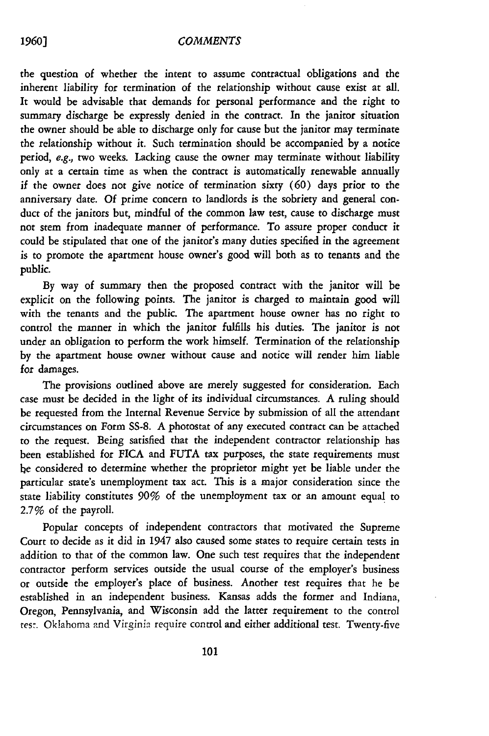the question of whether the intent to assume contractual obligations and the inherent liability for termination of the relationship without cause exist at all. It would be advisable that demands for personal performance and the right to summary discharge be expressly denied in the contract. In the janitor situation the owner should be able to discharge only for cause but the janitor may terminate the relationship without it. Such termination should be accompanied by a notice period, *e.g.*, two weeks. Lacking cause the owner may terminate without liability only at a certain time as when the contract is automatically renewable annually if the owner does not give notice of termination sixty (60) days prior to the anniversary date. Of prime concern to landlords is the sobriety and general conduct of the janitors but, mindful of the common law test, cause to discharge must not stem from inadequate manner of performance. To assure proper conduct it could be stipulated that one of the janitor's many duties specified in the agreement is to promote the apartment house owner's good will both as to tenants and the public.

By way of summary then the proposed contract with the janitor will be explicit on the following points. The janitor is charged to maintain good will with the tenants and the public. The apartment house owner has no right to control the manner in which the janitor fulfills his duties. The janitor is not under an obligation to perform the work himself. Termination of the relationship by the apartment house owner without cause and notice will render him liable for damages.

The provisions outlined above are merely suggested for consideration. Each case must be decided in the light of its individual circumstances. A ruling should be requested from the Internal Revenue Service by submission of all the attendant circumstances on Form SS-8. A photostat of any executed contract can be attached to the request. Being satisfied that the independent contractor relationship has been established for FICA and FUTA tax purposes, the state requirements must be considered to determine whether the proprietor might yet be liable under the particular state's unemployment tax act. This is a major consideration since the state liability constitutes 90% of the unemployment tax or an amount equal to 2.7% of the payroll.

Popular concepts of independent contractors that motivated the Supreme Court to decide as it did in 1947 also caused some states to require certain tests in addition to that of the common law. One such test requires that the independent contractor perform services outside the usual course of the employer's business or outside the employer's place of business. Another test requires that he be established in an independent business. Kansas adds the former and Indiana, Oregon, Pennsylvania, and Wisconsin add the latter requirement to the control test. Oklahoma and Virginia require control and either additional test. Twenty-five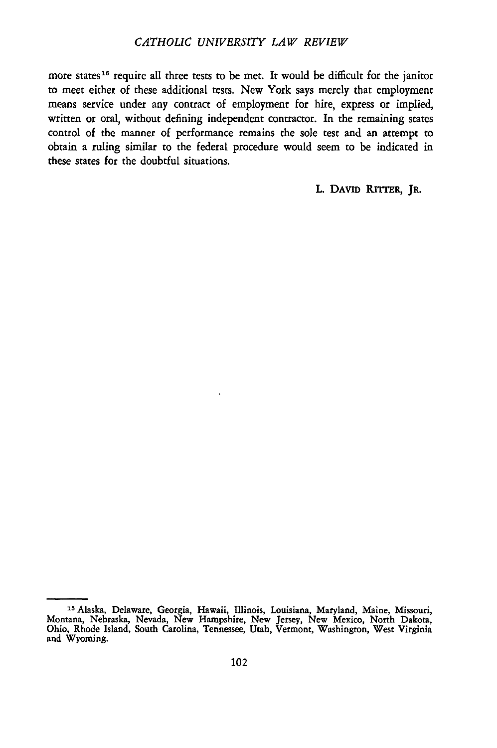more states[15] require all three tests to be met. It would be difficult for the janitor to meet either of these additional tests. New York says merely that employment means service under any contract of employment for hire, express or implied, written or oral, without defining independent contractor. In the remaining states control of the manner of performance remains the sole test and an attempt to obtain a ruling similar to the federal procedure would seem to be indicated in these states for the doubtful situations.

L. DAVID RITTER, JR.

---

[15] Alaska, Delaware, Georgia, Hawaii, Illinois, Louisiana, Maryland, Maine, Missouri, Montana, Nebraska, Nevada, New Hampshire, New Jersey, New Mexico, North Dakota, Ohio, Rhode Island, South Carolina, Tennessee, Utah, Vermont, Washington, West Virginia and Wyoming.